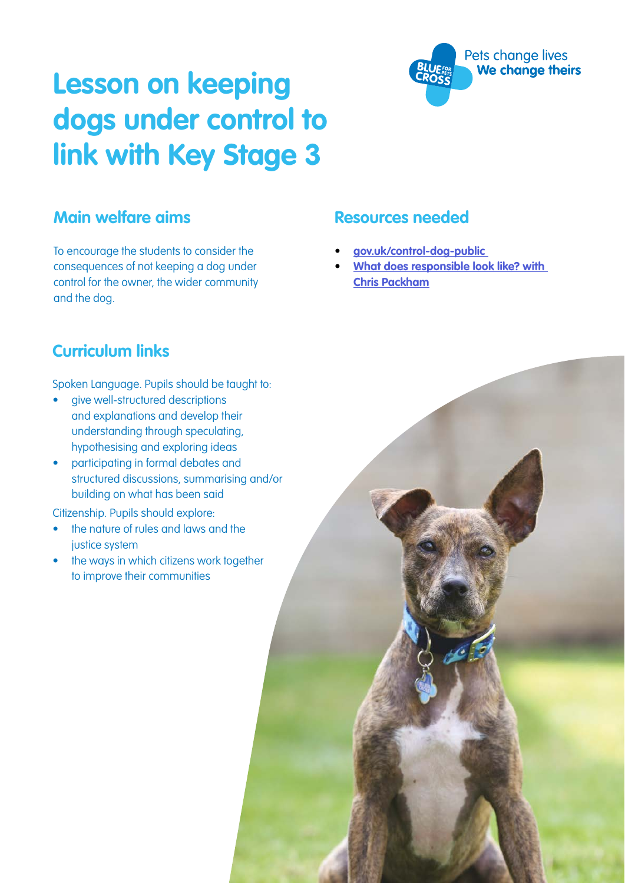# Lesson on keeping dogs under control to link with Key Stage 3

Pets change lives
**We change theirs**

## Main welfare aims

To encourage the students to consider the consequences of not keeping a dog under control for the owner, the wider community and the dog.

## Resources needed

- **gov.uk/control-dog-public**
- **What does responsible look like? with Chris Packham**

## Curriculum links

Spoken Language. Pupils should be taught to:

- give well-structured descriptions and explanations and develop their understanding through speculating, hypothesising and exploring ideas
- participating in formal debates and structured discussions, summarising and/or building on what has been said

Citizenship. Pupils should explore:

- the nature of rules and laws and the justice system
- the ways in which citizens work together to improve their communities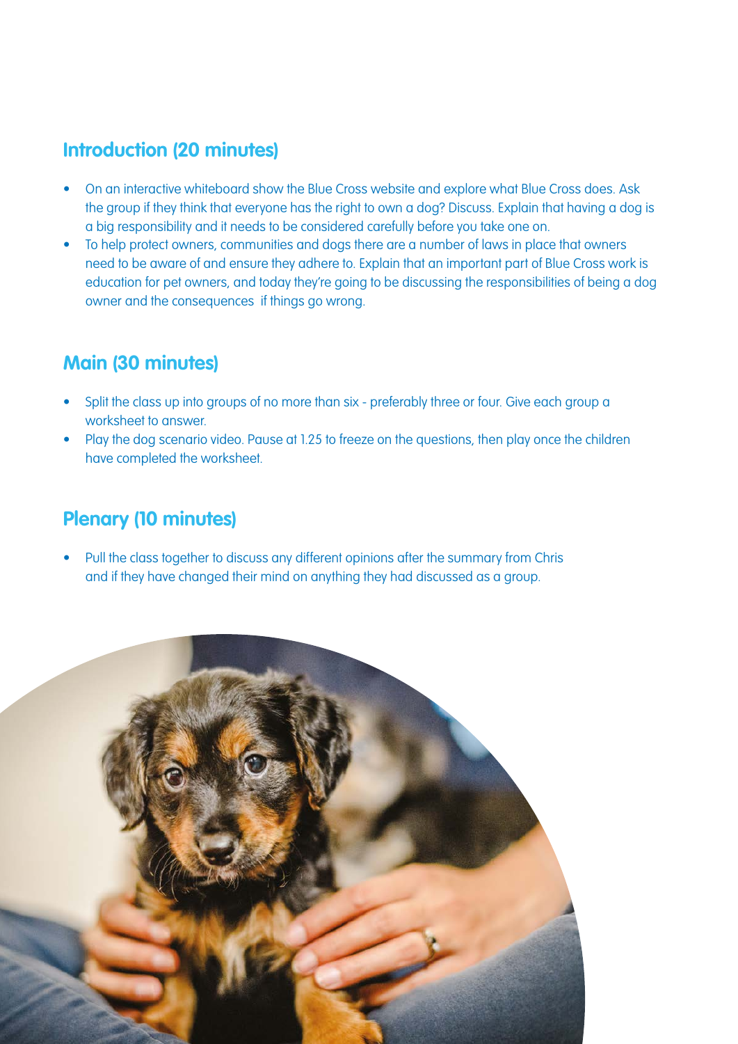## Introduction (20 minutes)

- On an interactive whiteboard show the Blue Cross website and explore what Blue Cross does. Ask the group if they think that everyone has the right to own a dog? Discuss. Explain that having a dog is a big responsibility and it needs to be considered carefully before you take one on.
- To help protect owners, communities and dogs there are a number of laws in place that owners need to be aware of and ensure they adhere to. Explain that an important part of Blue Cross work is education for pet owners, and today they're going to be discussing the responsibilities of being a dog owner and the consequences if things go wrong.

## Main (30 minutes)

- Split the class up into groups of no more than six - preferably three or four. Give each group a worksheet to answer.
- Play the dog scenario video. Pause at 1.25 to freeze on the questions, then play once the children have completed the worksheet.

## Plenary (10 minutes)

- Pull the class together to discuss any different opinions after the summary from Chris and if they have changed their mind on anything they had discussed as a group.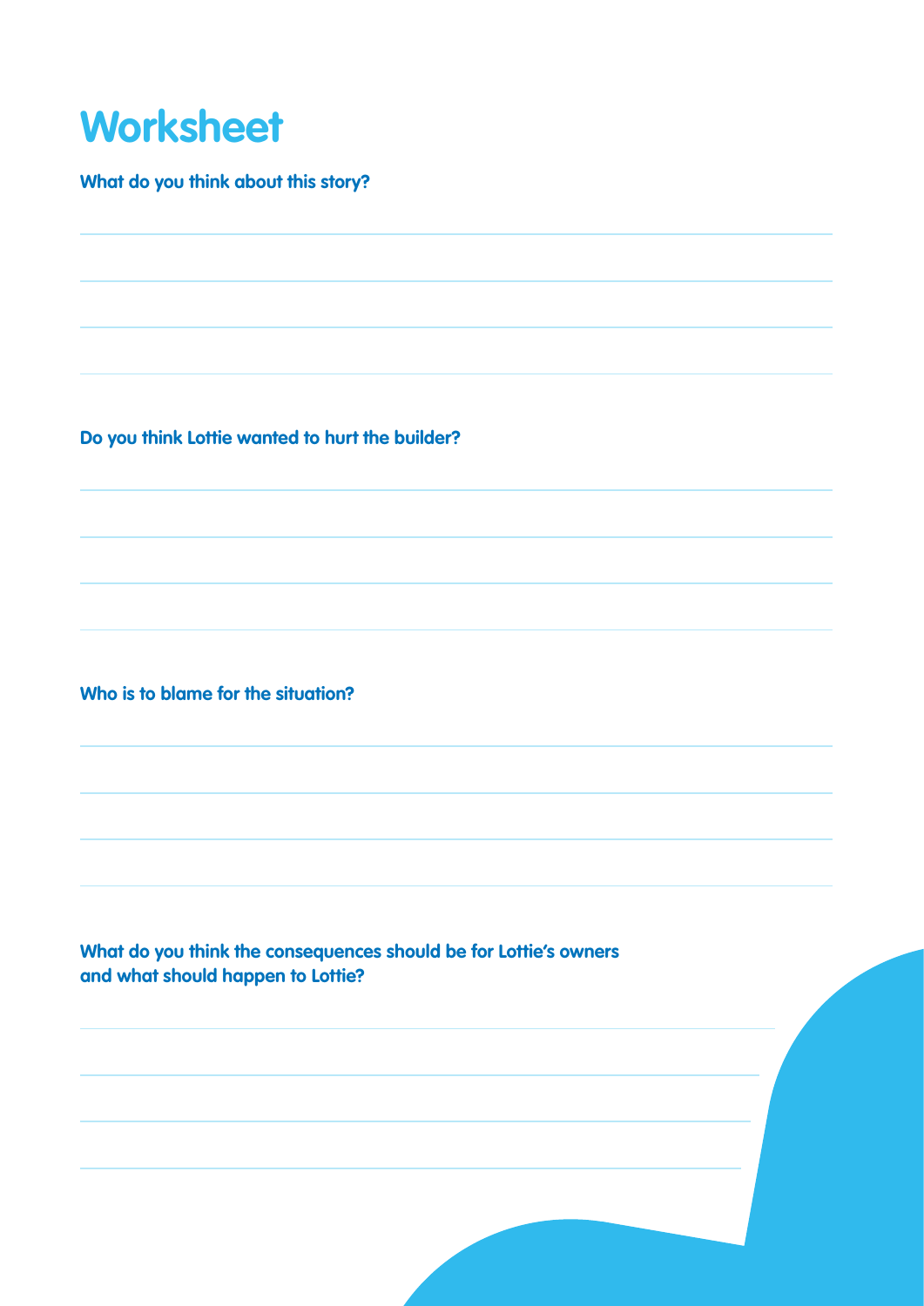# Worksheet

**What do you think about this story?**

**Do you think Lottie wanted to hurt the builder?**

**Who is to blame for the situation?**

**What do you think the consequences should be for Lottie's owners and what should happen to Lottie?**